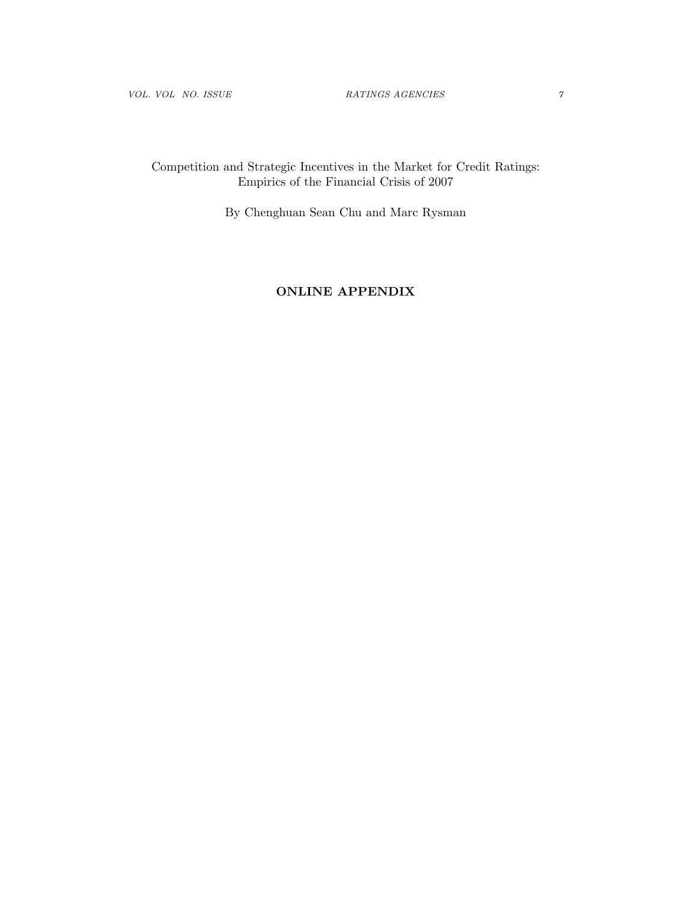Competition and Strategic Incentives in the Market for Credit Ratings: Empirics of the Financial Crisis of 2007

By Chenghuan Sean Chu and Marc Rysman

## ONLINE APPENDIX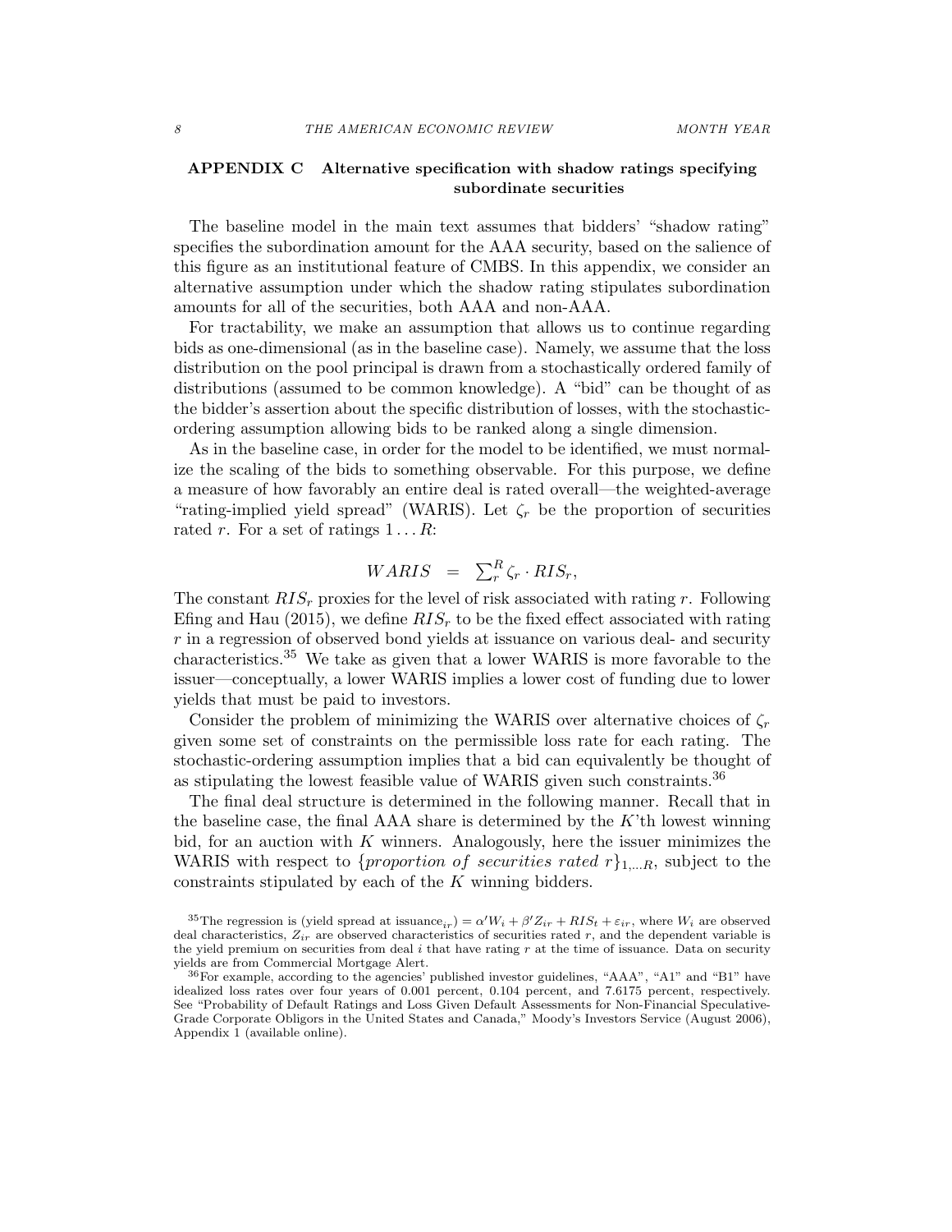## APPENDIX C Alternative specification with shadow ratings specifying subordinate securities

The baseline model in the main text assumes that bidders' "shadow rating" specifies the subordination amount for the AAA security, based on the salience of this figure as an institutional feature of CMBS. In this appendix, we consider an alternative assumption under which the shadow rating stipulates subordination amounts for all of the securities, both AAA and non-AAA.

For tractability, we make an assumption that allows us to continue regarding bids as one-dimensional (as in the baseline case). Namely, we assume that the loss distribution on the pool principal is drawn from a stochastically ordered family of distributions (assumed to be common knowledge). A "bid" can be thought of as the bidder's assertion about the specific distribution of losses, with the stochastic-ordering assumption allowing bids to be ranked along a single dimension.

As in the baseline case, in order for the model to be identified, we must normalize the scaling of the bids to something observable. For this purpose, we define a measure of how favorably an entire deal is rated overall—the weighted-average "rating-implied yield spread" (WARIS). Let $\zeta_r$ be the proportion of securities rated $r$. For a set of ratings $1 \ldots R$:

$$WARIS \;\; = \;\; \sum_r^R \zeta_r \cdot RIS_r,$$

The constant $RIS_r$ proxies for the level of risk associated with rating $r$. Following Efing and Hau (2015), we define $RIS_r$ to be the fixed effect associated with rating $r$ in a regression of observed bond yields at issuance on various deal- and security characteristics.[35] We take as given that a lower WARIS is more favorable to the issuer—conceptually, a lower WARIS implies a lower cost of funding due to lower yields that must be paid to investors.

Consider the problem of minimizing the WARIS over alternative choices of $\zeta_r$ given some set of constraints on the permissible loss rate for each rating. The stochastic-ordering assumption implies that a bid can equivalently be thought of as stipulating the lowest feasible value of WARIS given such constraints.[36]

The final deal structure is determined in the following manner. Recall that in the baseline case, the final AAA share is determined by the $K$'th lowest winning bid, for an auction with $K$ winners. Analogously, here the issuer minimizes the WARIS with respect to $\{proportion\ of\ securities\ rated\ r\}_{1,\ldots R}$, subject to the constraints stipulated by each of the $K$ winning bidders.

[35] The regression is (yield spread at issuance$_{ir}$) $= \alpha' W_i + \beta' Z_{ir} + RIS_t + \varepsilon_{ir}$, where $W_i$ are observed deal characteristics, $Z_{ir}$ are observed characteristics of securities rated $r$, and the dependent variable is the yield premium on securities from deal $i$ that have rating $r$ at the time of issuance. Data on security yields are from Commercial Mortgage Alert.

[36] For example, according to the agencies' published investor guidelines, "AAA", "A1" and "B1" have idealized loss rates over four years of 0.001 percent, 0.104 percent, and 7.6175 percent, respectively. See "Probability of Default Ratings and Loss Given Default Assessments for Non-Financial Speculative-Grade Corporate Obligors in the United States and Canada," Moody's Investors Service (August 2006), Appendix 1 (available online).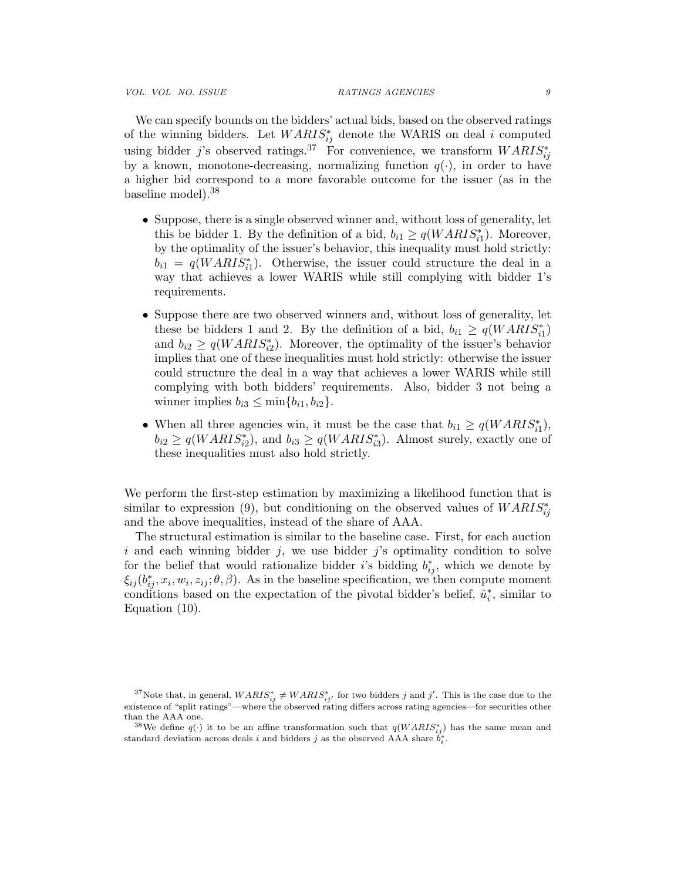We can specify bounds on the bidders' actual bids, based on the observed ratings of the winning bidders. Let $WARIS^*_{ij}$ denote the WARIS on deal $i$ computed using bidder $j$'s observed ratings.[37] For convenience, we transform $WARIS^*_{ij}$ by a known, monotone-decreasing, normalizing function $q(\cdot)$, in order to have a higher bid correspond to a more favorable outcome for the issuer (as in the baseline model).[38]

- Suppose, there is a single observed winner and, without loss of generality, let this be bidder 1. By the definition of a bid, $b_{i1} \geq q(WARIS^*_{i1})$. Moreover, by the optimality of the issuer's behavior, this inequality must hold strictly: $b_{i1} = q(WARIS^*_{i1})$. Otherwise, the issuer could structure the deal in a way that achieves a lower WARIS while still complying with bidder 1's requirements.
- Suppose there are two observed winners and, without loss of generality, let these be bidders 1 and 2. By the definition of a bid, $b_{i1} \geq q(WARIS^*_{i1})$ and $b_{i2} \geq q(WARIS^*_{i2})$. Moreover, the optimality of the issuer's behavior implies that one of these inequalities must hold strictly: otherwise the issuer could structure the deal in a way that achieves a lower WARIS while still complying with both bidders' requirements. Also, bidder 3 not being a winner implies $b_{i3} \leq \min\{b_{i1}, b_{i2}\}$.
- When all three agencies win, it must be the case that $b_{i1} \geq q(WARIS^*_{i1})$, $b_{i2} \geq q(WARIS^*_{i2})$, and $b_{i3} \geq q(WARIS^*_{i3})$. Almost surely, exactly one of these inequalities must also hold strictly.

We perform the first-step estimation by maximizing a likelihood function that is similar to expression (9), but conditioning on the observed values of $WARIS^*_{ij}$ and the above inequalities, instead of the share of AAA.

The structural estimation is similar to the baseline case. First, for each auction $i$ and each winning bidder $j$, we use bidder $j$'s optimality condition to solve for the belief that would rationalize bidder $i$'s bidding $b^*_{ij}$, which we denote by $\xi_{ij}(b^*_{ij}, x_i, w_i, z_{ij}; \theta, \beta)$. As in the baseline specification, we then compute moment conditions based on the expectation of the pivotal bidder's belief, $\hat{u}^*_i$, similar to Equation (10).

[37]Note that, in general, $WARIS^*_{ij} \neq WARIS^*_{ij'}$ for two bidders $j$ and $j'$. This is the case due to the existence of "split ratings"—where the observed rating differs across rating agencies—for securities other than the AAA one.

[38]We define $q(\cdot)$ it to be an affine transformation such that $q(WARIS^*_{ij})$ has the same mean and standard deviation across deals $i$ and bidders $j$ as the observed AAA share $b^*_i$.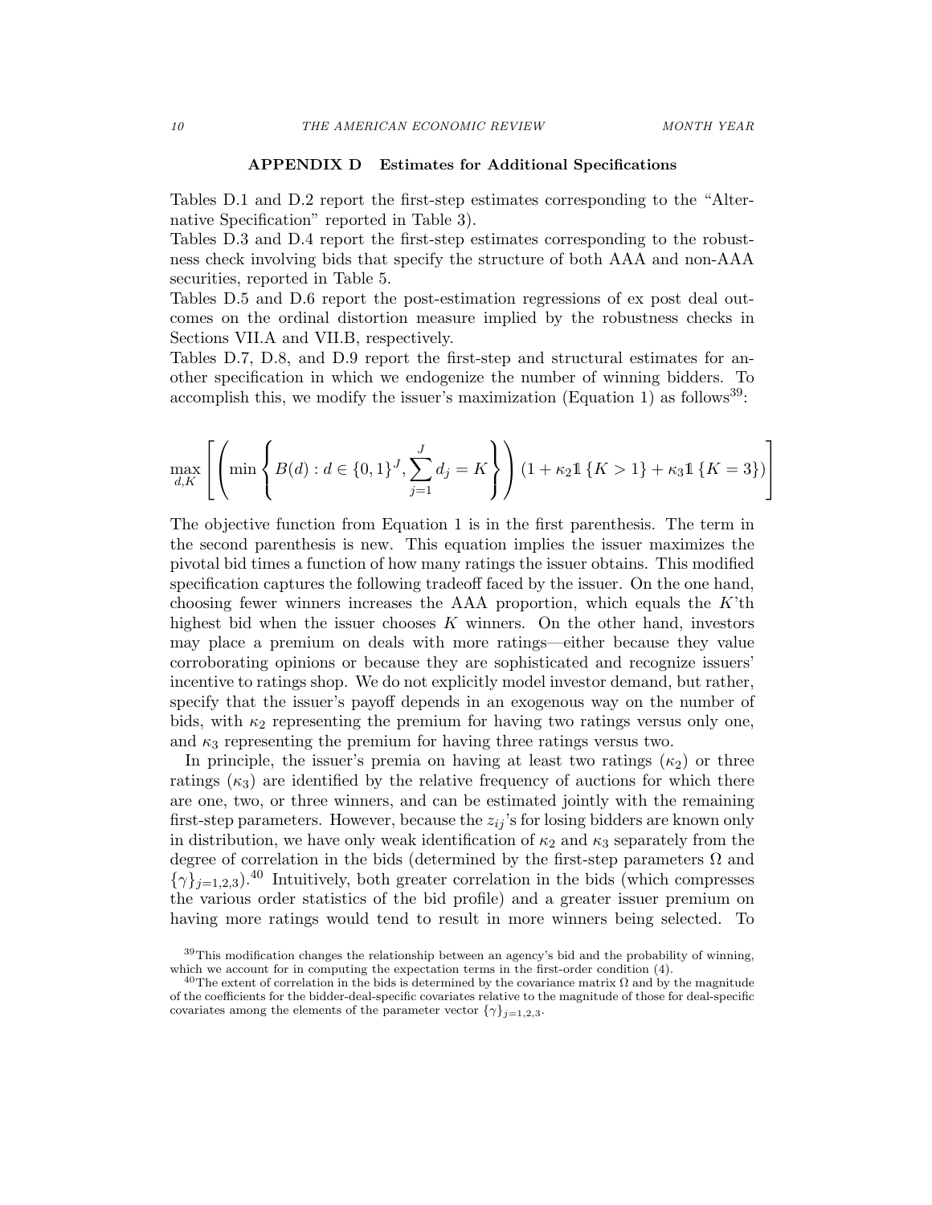## APPENDIX D Estimates for Additional Specifications

Tables D.1 and D.2 report the first-step estimates corresponding to the "Alternative Specification" reported in Table 3).

Tables D.3 and D.4 report the first-step estimates corresponding to the robustness check involving bids that specify the structure of both AAA and non-AAA securities, reported in Table 5.

Tables D.5 and D.6 report the post-estimation regressions of ex post deal outcomes on the ordinal distortion measure implied by the robustness checks in Sections VII.A and VII.B, respectively.

Tables D.7, D.8, and D.9 report the first-step and structural estimates for another specification in which we endogenize the number of winning bidders. To accomplish this, we modify the issuer's maximization (Equation 1) as follows[39]:

$$\max_{d,K} \left[ \left( \min \left\{ B(d) : d \in \{0,1\}^J, \sum_{j=1}^{J} d_j = K \right\} \right) (1 + \kappa_2 \mathbb{1}\{K > 1\} + \kappa_3 \mathbb{1}\{K = 3\}) \right]$$

The objective function from Equation 1 is in the first parenthesis. The term in the second parenthesis is new. This equation implies the issuer maximizes the pivotal bid times a function of how many ratings the issuer obtains. This modified specification captures the following tradeoff faced by the issuer. On the one hand, choosing fewer winners increases the AAA proportion, which equals the $K$'th highest bid when the issuer chooses $K$ winners. On the other hand, investors may place a premium on deals with more ratings—either because they value corroborating opinions or because they are sophisticated and recognize issuers' incentive to ratings shop. We do not explicitly model investor demand, but rather, specify that the issuer's payoff depends in an exogenous way on the number of bids, with $\kappa_2$ representing the premium for having two ratings versus only one, and $\kappa_3$ representing the premium for having three ratings versus two.

In principle, the issuer's premia on having at least two ratings ($\kappa_2$) or three ratings ($\kappa_3$) are identified by the relative frequency of auctions for which there are one, two, or three winners, and can be estimated jointly with the remaining first-step parameters. However, because the $z_{ij}$'s for losing bidders are known only in distribution, we have only weak identification of $\kappa_2$ and $\kappa_3$ separately from the degree of correlation in the bids (determined by the first-step parameters $\Omega$ and $\{\gamma\}_{j=1,2,3}$).[40] Intuitively, both greater correlation in the bids (which compresses the various order statistics of the bid profile) and a greater issuer premium on having more ratings would tend to result in more winners being selected. To

[39] This modification changes the relationship between an agency's bid and the probability of winning, which we account for in computing the expectation terms in the first-order condition (4).

[40] The extent of correlation in the bids is determined by the covariance matrix $\Omega$ and by the magnitude of the coefficients for the bidder-deal-specific covariates relative to the magnitude of those for deal-specific covariates among the elements of the parameter vector $\{\gamma\}_{j=1,2,3}$.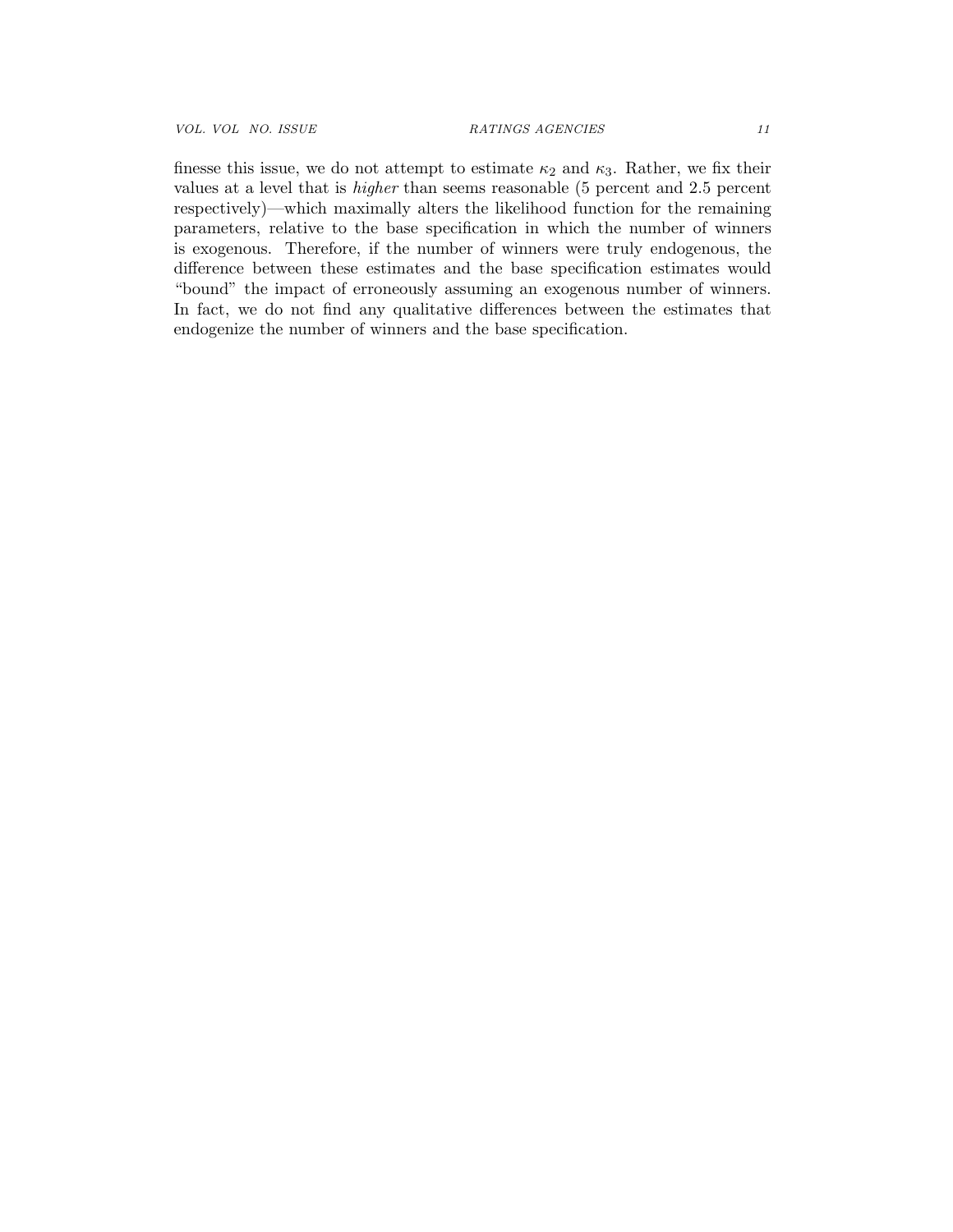finesse this issue, we do not attempt to estimate $\kappa_2$ and $\kappa_3$. Rather, we fix their values at a level that is *higher* than seems reasonable (5 percent and 2.5 percent respectively)—which maximally alters the likelihood function for the remaining parameters, relative to the base specification in which the number of winners is exogenous. Therefore, if the number of winners were truly endogenous, the difference between these estimates and the base specification estimates would "bound" the impact of erroneously assuming an exogenous number of winners. In fact, we do not find any qualitative differences between the estimates that endogenize the number of winners and the base specification.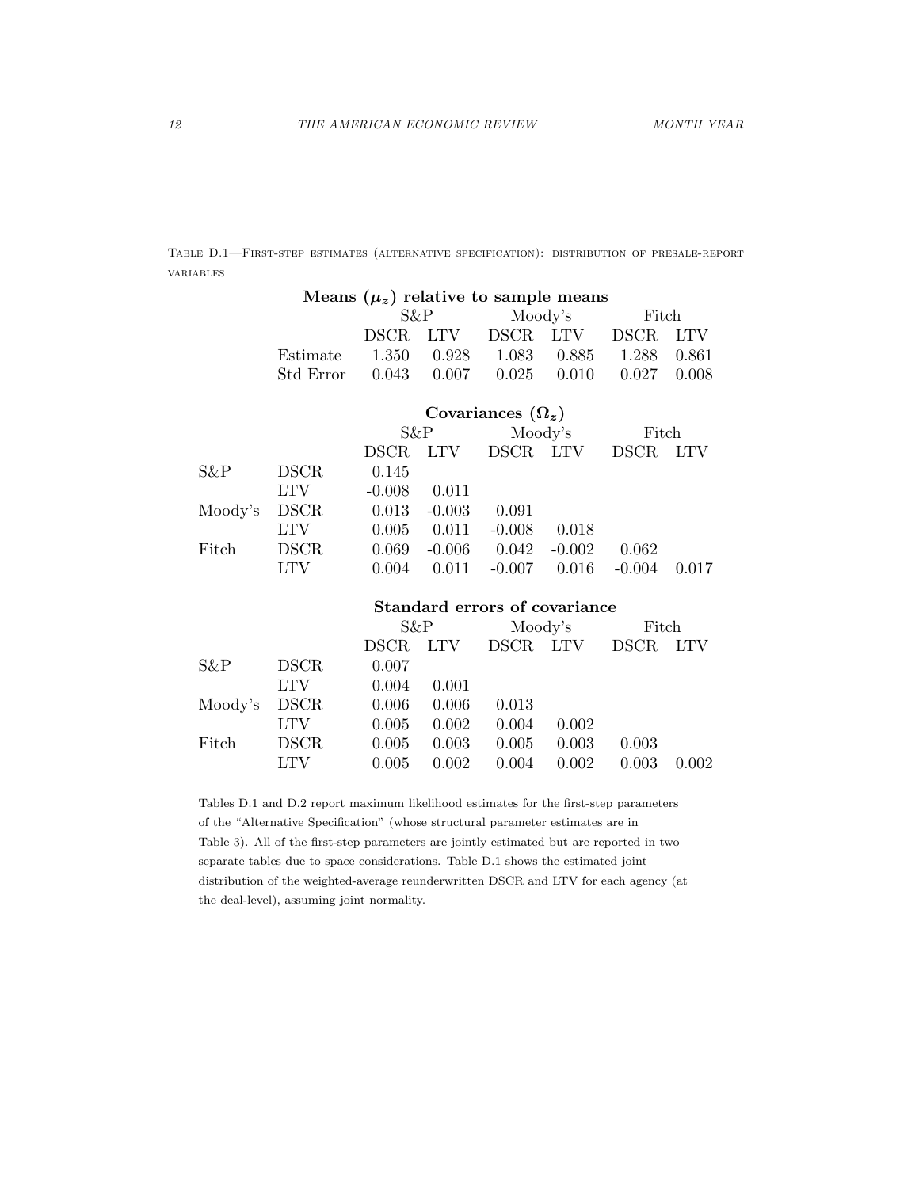TABLE D.1—FIRST-STEP ESTIMATES (ALTERNATIVE SPECIFICATION): DISTRIBUTION OF PRESALE-REPORT VARIABLES

**Means ($\boldsymbol{\mu_z}$) relative to sample means**

| | S&P | | Moody's | | Fitch | |
|---|---|---|---|---|---|---|
| | DSCR | LTV | DSCR | LTV | DSCR | LTV |
| Estimate | 1.350 | 0.928 | 1.083 | 0.885 | 1.288 | 0.861 |
| Std Error | 0.043 | 0.007 | 0.025 | 0.010 | 0.027 | 0.008 |

**Covariances ($\boldsymbol{\Omega_z}$)**

| | | S&P | | Moody's | | Fitch | |
|---|---|---|---|---|---|---|---|
| | | DSCR | LTV | DSCR | LTV | DSCR | LTV |
| S&P | DSCR | 0.145 | | | | | |
| | LTV | -0.008 | 0.011 | | | | |
| Moody's | DSCR | 0.013 | -0.003 | 0.091 | | | |
| | LTV | 0.005 | 0.011 | -0.008 | 0.018 | | |
| Fitch | DSCR | 0.069 | -0.006 | 0.042 | -0.002 | 0.062 | |
| | LTV | 0.004 | 0.011 | -0.007 | 0.016 | -0.004 | 0.017 |

**Standard errors of covariance**

| | | S&P | | Moody's | | Fitch | |
|---|---|---|---|---|---|---|---|
| | | DSCR | LTV | DSCR | LTV | DSCR | LTV |
| S&P | DSCR | 0.007 | | | | | |
| | LTV | 0.004 | 0.001 | | | | |
| Moody's | DSCR | 0.006 | 0.006 | 0.013 | | | |
| | LTV | 0.005 | 0.002 | 0.004 | 0.002 | | |
| Fitch | DSCR | 0.005 | 0.003 | 0.005 | 0.003 | 0.003 | |
| | LTV | 0.005 | 0.002 | 0.004 | 0.002 | 0.003 | 0.002 |

Tables D.1 and D.2 report maximum likelihood estimates for the first-step parameters of the "Alternative Specification" (whose structural parameter estimates are in Table 3). All of the first-step parameters are jointly estimated but are reported in two separate tables due to space considerations. Table D.1 shows the estimated joint distribution of the weighted-average reunderwritten DSCR and LTV for each agency (at the deal-level), assuming joint normality.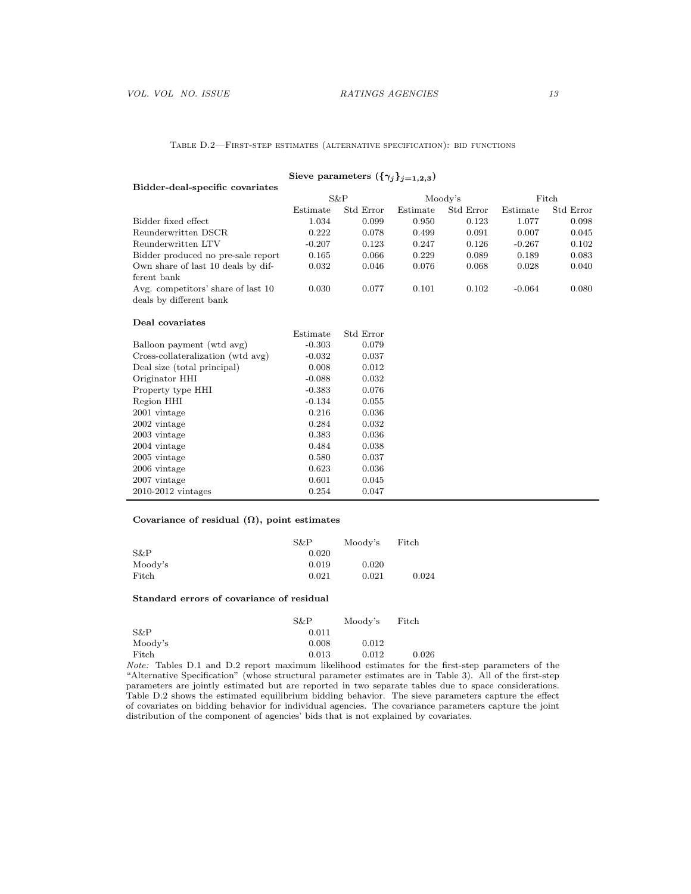Table D.2—First-step estimates (alternative specification): bid functions

**Sieve parameters ($\{\gamma_j\}_{j=1,2,3}$)**

| **Bidder-deal-specific covariates** | S&P | | Moody's | | Fitch | |
|---|---|---|---|---|---|---|
| | Estimate | Std Error | Estimate | Std Error | Estimate | Std Error |
| Bidder fixed effect | 1.034 | 0.099 | 0.950 | 0.123 | 1.077 | 0.098 |
| Reunderwritten DSCR | 0.222 | 0.078 | 0.499 | 0.091 | 0.007 | 0.045 |
| Reunderwritten LTV | -0.207 | 0.123 | 0.247 | 0.126 | -0.267 | 0.102 |
| Bidder produced no pre-sale report | 0.165 | 0.066 | 0.229 | 0.089 | 0.189 | 0.083 |
| Own share of last 10 deals by different bank | 0.032 | 0.046 | 0.076 | 0.068 | 0.028 | 0.040 |
| Avg. competitors' share of last 10 deals by different bank | 0.030 | 0.077 | 0.101 | 0.102 | -0.064 | 0.080 |

| **Deal covariates** | Estimate | Std Error |
|---|---|---|
| Balloon payment (wtd avg) | -0.303 | 0.079 |
| Cross-collateralization (wtd avg) | -0.032 | 0.037 |
| Deal size (total principal) | 0.008 | 0.012 |
| Originator HHI | -0.088 | 0.032 |
| Property type HHI | -0.383 | 0.076 |
| Region HHI | -0.134 | 0.055 |
| 2001 vintage | 0.216 | 0.036 |
| 2002 vintage | 0.284 | 0.032 |
| 2003 vintage | 0.383 | 0.036 |
| 2004 vintage | 0.484 | 0.038 |
| 2005 vintage | 0.580 | 0.037 |
| 2006 vintage | 0.623 | 0.036 |
| 2007 vintage | 0.601 | 0.045 |
| 2010-2012 vintages | 0.254 | 0.047 |

**Covariance of residual ($\Omega$), point estimates**

| | S&P | Moody's | Fitch |
|---|---|---|---|
| S&P | 0.020 | | |
| Moody's | 0.019 | 0.020 | |
| Fitch | 0.021 | 0.021 | 0.024 |

**Standard errors of covariance of residual**

| | S&P | Moody's | Fitch |
|---|---|---|---|
| S&P | 0.011 | | |
| Moody's | 0.008 | 0.012 | |
| Fitch | 0.013 | 0.012 | 0.026 |

*Note:* Tables D.1 and D.2 report maximum likelihood estimates for the first-step parameters of the "Alternative Specification" (whose structural parameter estimates are in Table 3). All of the first-step parameters are jointly estimated but are reported in two separate tables due to space considerations. Table D.2 shows the estimated equilibrium bidding behavior. The sieve parameters capture the effect of covariates on bidding behavior for individual agencies. The covariance parameters capture the joint distribution of the component of agencies' bids that is not explained by covariates.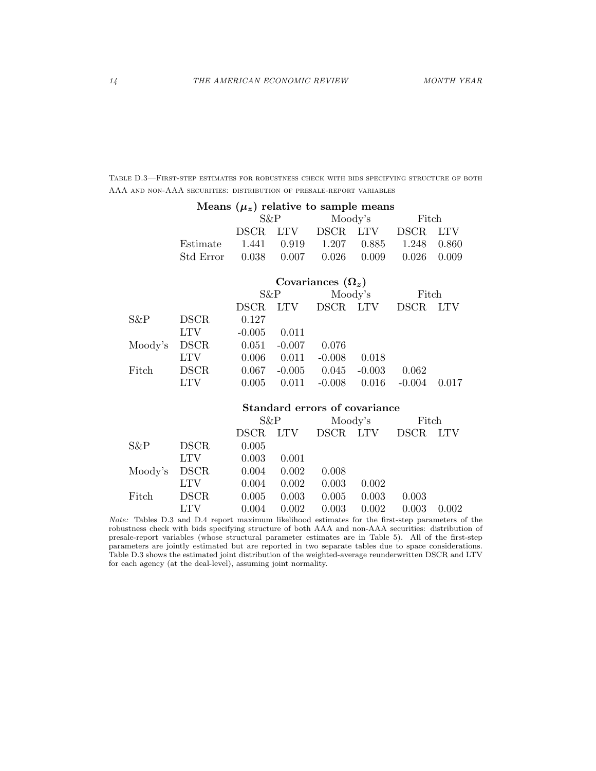Table D.3—First-step estimates for robustness check with bids specifying structure of both AAA and non-AAA securities: distribution of presale-report variables

**Means ($\boldsymbol{\mu}_z$) relative to sample means**

| | S&P | | Moody's | | Fitch | |
|---|---|---|---|---|---|---|
| | DSCR | LTV | DSCR | LTV | DSCR | LTV |
| Estimate | 1.441 | 0.919 | 1.207 | 0.885 | 1.248 | 0.860 |
| Std Error | 0.038 | 0.007 | 0.026 | 0.009 | 0.026 | 0.009 |

**Covariances ($\boldsymbol{\Omega}_z$)**

| | | S&P | | Moody's | | Fitch | |
|---|---|---|---|---|---|---|---|
| | | DSCR | LTV | DSCR | LTV | DSCR | LTV |
| S&P | DSCR | 0.127 | | | | | |
| | LTV | -0.005 | 0.011 | | | | |
| Moody's | DSCR | 0.051 | -0.007 | 0.076 | | | |
| | LTV | 0.006 | 0.011 | -0.008 | 0.018 | | |
| Fitch | DSCR | 0.067 | -0.005 | 0.045 | -0.003 | 0.062 | |
| | LTV | 0.005 | 0.011 | -0.008 | 0.016 | -0.004 | 0.017 |

**Standard errors of covariance**

| | | S&P | | Moody's | | Fitch | |
|---|---|---|---|---|---|---|---|
| | | DSCR | LTV | DSCR | LTV | DSCR | LTV |
| S&P | DSCR | 0.005 | | | | | |
| | LTV | 0.003 | 0.001 | | | | |
| Moody's | DSCR | 0.004 | 0.002 | 0.008 | | | |
| | LTV | 0.004 | 0.002 | 0.003 | 0.002 | | |
| Fitch | DSCR | 0.005 | 0.003 | 0.005 | 0.003 | 0.003 | |
| | LTV | 0.004 | 0.002 | 0.003 | 0.002 | 0.003 | 0.002 |

*Note:* Tables D.3 and D.4 report maximum likelihood estimates for the first-step parameters of the robustness check with bids specifying structure of both AAA and non-AAA securities: distribution of presale-report variables (whose structural parameter estimates are in Table 5). All of the first-step parameters are jointly estimated but are reported in two separate tables due to space considerations. Table D.3 shows the estimated joint distribution of the weighted-average reunderwritten DSCR and LTV for each agency (at the deal-level), assuming joint normality.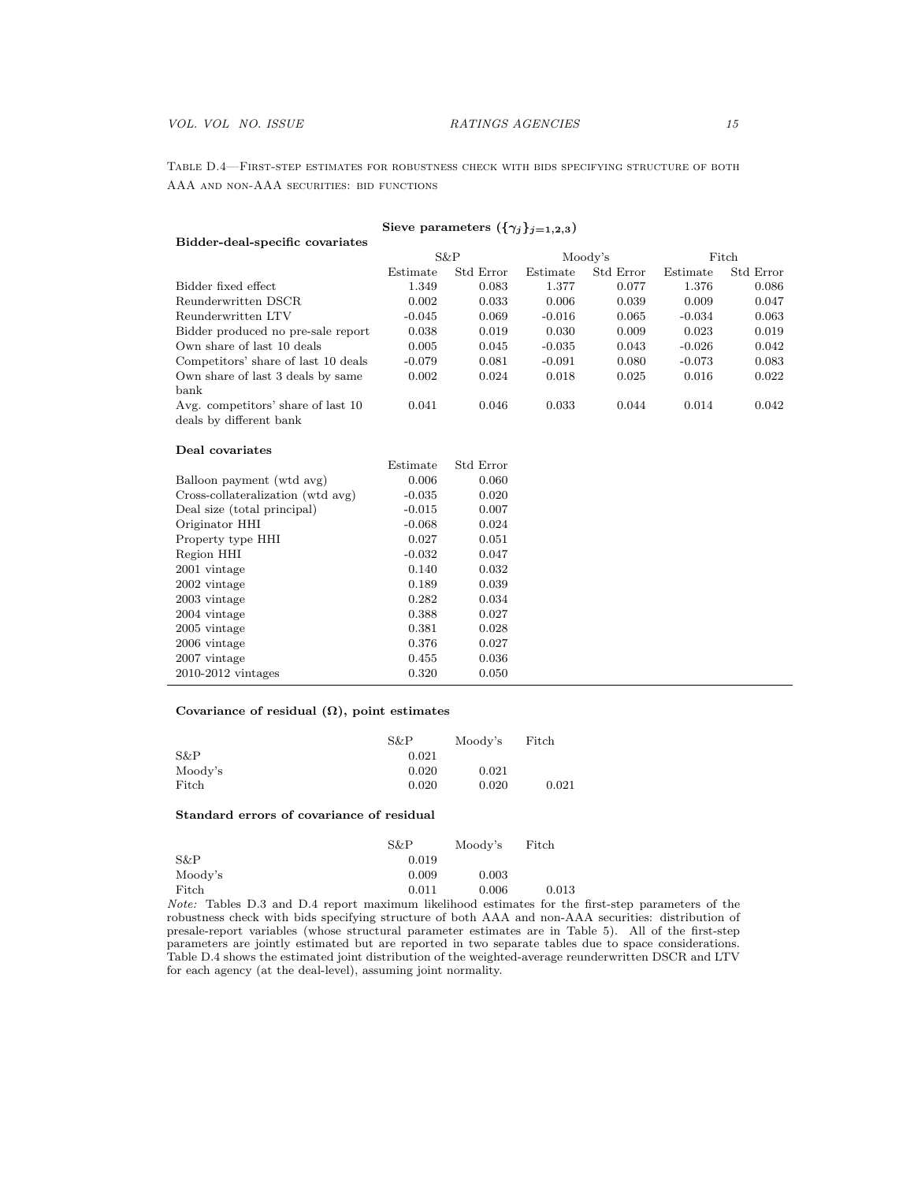Table D.4—First-step estimates for robustness check with bids specifying structure of both AAA and non-AAA securities: bid functions

**Sieve parameters ($\{\gamma_j\}_{j=1,2,3}$)**

| **Bidder-deal-specific covariates** | S&P | | Moody's | | Fitch | |
|---|---|---|---|---|---|---|
| | Estimate | Std Error | Estimate | Std Error | Estimate | Std Error |
| Bidder fixed effect | 1.349 | 0.083 | 1.377 | 0.077 | 1.376 | 0.086 |
| Reunderwritten DSCR | 0.002 | 0.033 | 0.006 | 0.039 | 0.009 | 0.047 |
| Reunderwritten LTV | -0.045 | 0.069 | -0.016 | 0.065 | -0.034 | 0.063 |
| Bidder produced no pre-sale report | 0.038 | 0.019 | 0.030 | 0.009 | 0.023 | 0.019 |
| Own share of last 10 deals | 0.005 | 0.045 | -0.035 | 0.043 | -0.026 | 0.042 |
| Competitors' share of last 10 deals | -0.079 | 0.081 | -0.091 | 0.080 | -0.073 | 0.083 |
| Own share of last 3 deals by same bank | 0.002 | 0.024 | 0.018 | 0.025 | 0.016 | 0.022 |
| Avg. competitors' share of last 10 deals by different bank | 0.041 | 0.046 | 0.033 | 0.044 | 0.014 | 0.042 |

| **Deal covariates** | Estimate | Std Error |
|---|---|---|
| Balloon payment (wtd avg) | 0.006 | 0.060 |
| Cross-collateralization (wtd avg) | -0.035 | 0.020 |
| Deal size (total principal) | -0.015 | 0.007 |
| Originator HHI | -0.068 | 0.024 |
| Property type HHI | 0.027 | 0.051 |
| Region HHI | -0.032 | 0.047 |
| 2001 vintage | 0.140 | 0.032 |
| 2002 vintage | 0.189 | 0.039 |
| 2003 vintage | 0.282 | 0.034 |
| 2004 vintage | 0.388 | 0.027 |
| 2005 vintage | 0.381 | 0.028 |
| 2006 vintage | 0.376 | 0.027 |
| 2007 vintage | 0.455 | 0.036 |
| 2010-2012 vintages | 0.320 | 0.050 |

**Covariance of residual ($\Omega$), point estimates**

| | S&P | Moody's | Fitch |
|---|---|---|---|
| S&P | 0.021 | | |
| Moody's | 0.020 | 0.021 | |
| Fitch | 0.020 | 0.020 | 0.021 |

**Standard errors of covariance of residual**

| | S&P | Moody's | Fitch |
|---|---|---|---|
| S&P | 0.019 | | |
| Moody's | 0.009 | 0.003 | |
| Fitch | 0.011 | 0.006 | 0.013 |

*Note:* Tables D.3 and D.4 report maximum likelihood estimates for the first-step parameters of the robustness check with bids specifying structure of both AAA and non-AAA securities: distribution of presale-report variables (whose structural parameter estimates are in Table 5). All of the first-step parameters are jointly estimated but are reported in two separate tables due to space considerations. Table D.4 shows the estimated joint distribution of the weighted-average reunderwritten DSCR and LTV for each agency (at the deal-level), assuming joint normality.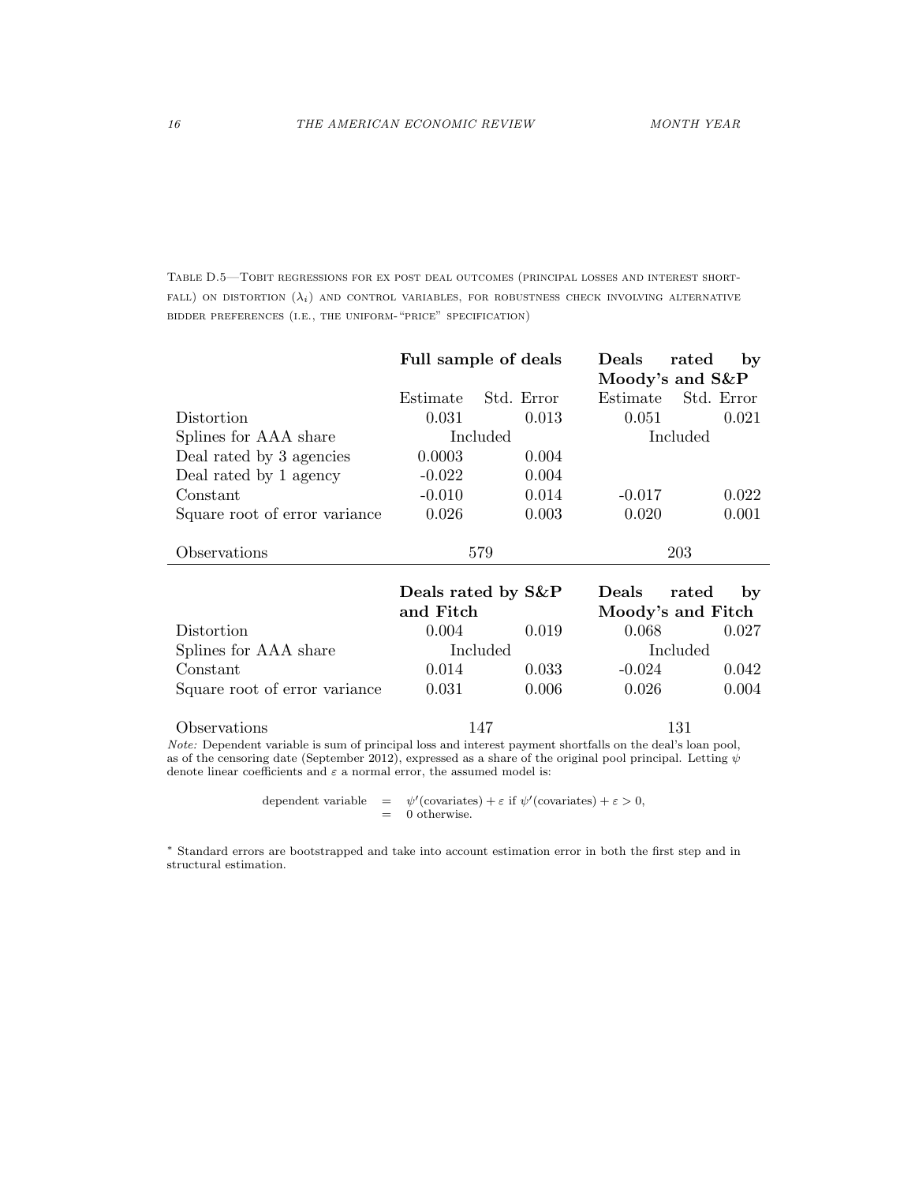Table D.5—Tobit regressions for ex post deal outcomes (principal losses and interest shortfall) on distortion ($\lambda_i$) and control variables, for robustness check involving alternative bidder preferences (i.e., the uniform-"price" specification)

| | **Full sample of deals** | | **Deals rated by Moody's and S&P** | |
|---|---|---|---|---|
| | Estimate | Std. Error | Estimate | Std. Error |
| Distortion | 0.031 | 0.013 | 0.051 | 0.021 |
| Splines for AAA share | Included | | Included | |
| Deal rated by 3 agencies | 0.0003 | 0.004 | | |
| Deal rated by 1 agency | -0.022 | 0.004 | | |
| Constant | -0.010 | 0.014 | -0.017 | 0.022 |
| Square root of error variance | 0.026 | 0.003 | 0.020 | 0.001 |
| Observations | 579 | | 203 | |

| | **Deals rated by S&P and Fitch** | | **Deals rated by Moody's and Fitch** | |
|---|---|---|---|---|
| Distortion | 0.004 | 0.019 | 0.068 | 0.027 |
| Splines for AAA share | Included | | Included | |
| Constant | 0.014 | 0.033 | -0.024 | 0.042 |
| Square root of error variance | 0.031 | 0.006 | 0.026 | 0.004 |
| Observations | 147 | | 131 | |

*Note:* Dependent variable is sum of principal loss and interest payment shortfalls on the deal's loan pool, as of the censoring date (September 2012), expressed as a share of the original pool principal. Letting $\psi$ denote linear coefficients and $\varepsilon$ a normal error, the assumed model is:

$$
\begin{aligned}
\text{dependent variable} &= \psi'(\text{covariates}) + \varepsilon \text{ if } \psi'(\text{covariates}) + \varepsilon > 0, \\
&= 0 \text{ otherwise.}
\end{aligned}
$$

* Standard errors are bootstrapped and take into account estimation error in both the first step and in structural estimation.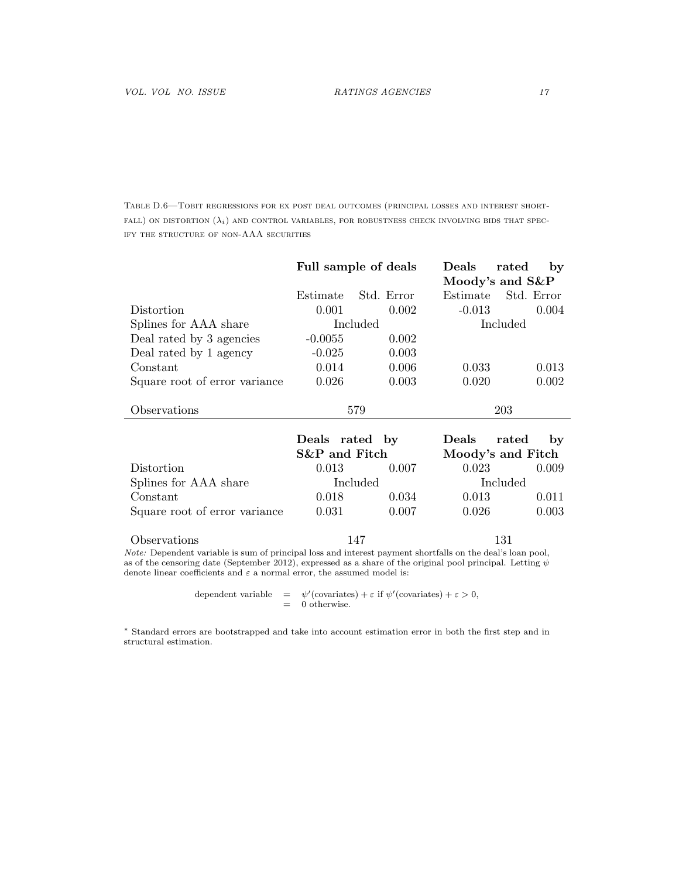Table D.6—Tobit regressions for ex post deal outcomes (principal losses and interest shortfall) on distortion ($\lambda_i$) and control variables, for robustness check involving bids that specify the structure of non-AAA securities

| | **Full sample of deals** | | **Deals rated by Moody's and S&P** | |
|---|---|---|---|---|
| | Estimate | Std. Error | Estimate | Std. Error |
| Distortion | 0.001 | 0.002 | -0.013 | 0.004 |
| Splines for AAA share | Included | | Included | |
| Deal rated by 3 agencies | -0.0055 | 0.002 | | |
| Deal rated by 1 agency | -0.025 | 0.003 | | |
| Constant | 0.014 | 0.006 | 0.033 | 0.013 |
| Square root of error variance | 0.026 | 0.003 | 0.020 | 0.002 |
| Observations | 579 | | 203 | |
| | **Deals rated by S&P and Fitch** | | **Deals rated by Moody's and Fitch** | |
| Distortion | 0.013 | 0.007 | 0.023 | 0.009 |
| Splines for AAA share | Included | | Included | |
| Constant | 0.018 | 0.034 | 0.013 | 0.011 |
| Square root of error variance | 0.031 | 0.007 | 0.026 | 0.003 |
| Observations | 147 | | 131 | |

*Note:* Dependent variable is sum of principal loss and interest payment shortfalls on the deal's loan pool, as of the censoring date (September 2012), expressed as a share of the original pool principal. Letting $\psi$ denote linear coefficients and $\varepsilon$ a normal error, the assumed model is:

$$
\begin{aligned}
\text{dependent variable} &= \psi'(\text{covariates}) + \varepsilon \text{ if } \psi'(\text{covariates}) + \varepsilon > 0, \\
&= 0 \text{ otherwise.}
\end{aligned}
$$

* Standard errors are bootstrapped and take into account estimation error in both the first step and in structural estimation.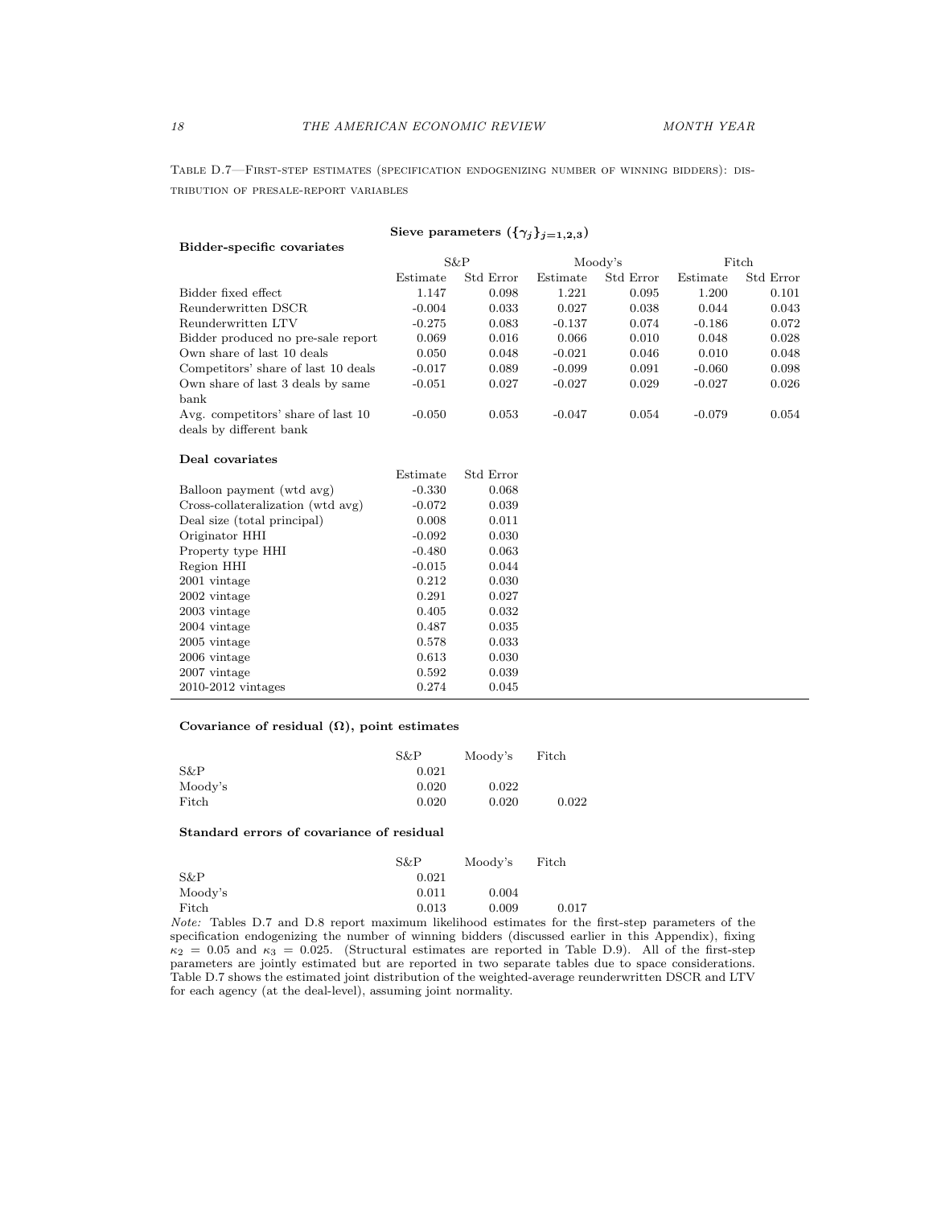Table D.7—First-step estimates (specification endogenizing number of winning bidders): distribution of presale-report variables

**Sieve parameters ($\{\gamma_j\}_{j=1,2,3}$)**

| **Bidder-specific covariates** | S&P | | Moody's | | Fitch | |
|---|---|---|---|---|---|---|
| | Estimate | Std Error | Estimate | Std Error | Estimate | Std Error |
| Bidder fixed effect | 1.147 | 0.098 | 1.221 | 0.095 | 1.200 | 0.101 |
| Reunderwritten DSCR | -0.004 | 0.033 | 0.027 | 0.038 | 0.044 | 0.043 |
| Reunderwritten LTV | -0.275 | 0.083 | -0.137 | 0.074 | -0.186 | 0.072 |
| Bidder produced no pre-sale report | 0.069 | 0.016 | 0.066 | 0.010 | 0.048 | 0.028 |
| Own share of last 10 deals | 0.050 | 0.048 | -0.021 | 0.046 | 0.010 | 0.048 |
| Competitors' share of last 10 deals | -0.017 | 0.089 | -0.099 | 0.091 | -0.060 | 0.098 |
| Own share of last 3 deals by same bank | -0.051 | 0.027 | -0.027 | 0.029 | -0.027 | 0.026 |
| Avg. competitors' share of last 10 deals by different bank | -0.050 | 0.053 | -0.047 | 0.054 | -0.079 | 0.054 |

| **Deal covariates** | Estimate | Std Error |
|---|---|---|
| Balloon payment (wtd avg) | -0.330 | 0.068 |
| Cross-collateralization (wtd avg) | -0.072 | 0.039 |
| Deal size (total principal) | 0.008 | 0.011 |
| Originator HHI | -0.092 | 0.030 |
| Property type HHI | -0.480 | 0.063 |
| Region HHI | -0.015 | 0.044 |
| 2001 vintage | 0.212 | 0.030 |
| 2002 vintage | 0.291 | 0.027 |
| 2003 vintage | 0.405 | 0.032 |
| 2004 vintage | 0.487 | 0.035 |
| 2005 vintage | 0.578 | 0.033 |
| 2006 vintage | 0.613 | 0.030 |
| 2007 vintage | 0.592 | 0.039 |
| 2010-2012 vintages | 0.274 | 0.045 |

**Covariance of residual ($\Omega$), point estimates**

| | S&P | Moody's | Fitch |
|---|---|---|---|
| S&P | 0.021 | | |
| Moody's | 0.020 | 0.022 | |
| Fitch | 0.020 | 0.020 | 0.022 |

**Standard errors of covariance of residual**

| | S&P | Moody's | Fitch |
|---|---|---|---|
| S&P | 0.021 | | |
| Moody's | 0.011 | 0.004 | |
| Fitch | 0.013 | 0.009 | 0.017 |

*Note:* Tables D.7 and D.8 report maximum likelihood estimates for the first-step parameters of the specification endogenizing the number of winning bidders (discussed earlier in this Appendix), fixing $\kappa_2 = 0.05$ and $\kappa_3 = 0.025$. (Structural estimates are reported in Table D.9). All of the first-step parameters are jointly estimated but are reported in two separate tables due to space considerations. Table D.7 shows the estimated joint distribution of the weighted-average reunderwritten DSCR and LTV for each agency (at the deal-level), assuming joint normality.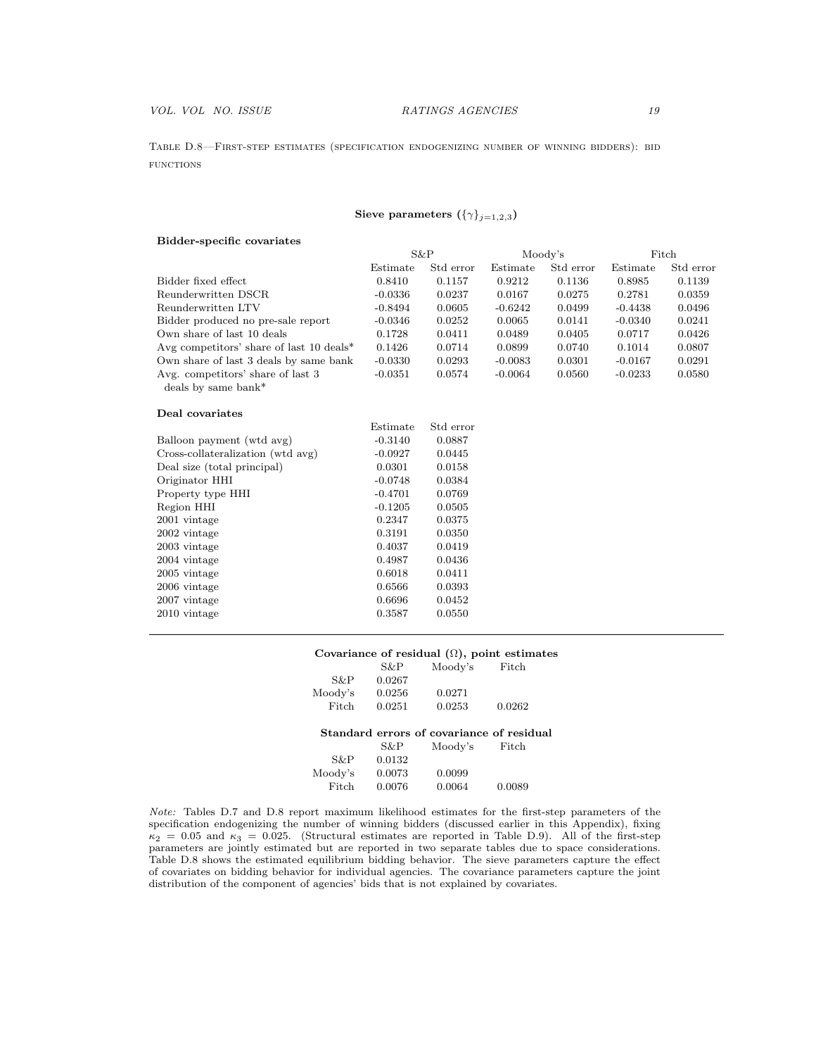Table D.8—First-step estimates (specification endogenizing number of winning bidders): bid functions

**Sieve parameters ($\{\gamma\}_{j=1,2,3}$)**

**Bidder-specific covariates**

| | S&P | | Moody's | | Fitch | |
|---|---|---|---|---|---|---|
| | Estimate | Std error | Estimate | Std error | Estimate | Std error |
| Bidder fixed effect | 0.8410 | 0.1157 | 0.9212 | 0.1136 | 0.8985 | 0.1139 |
| Reunderwritten DSCR | -0.0336 | 0.0237 | 0.0167 | 0.0275 | 0.2781 | 0.0359 |
| Reunderwritten LTV | -0.8494 | 0.0605 | -0.6242 | 0.0499 | -0.4438 | 0.0496 |
| Bidder produced no pre-sale report | -0.0346 | 0.0252 | 0.0065 | 0.0141 | -0.0340 | 0.0241 |
| Own share of last 10 deals | 0.1728 | 0.0411 | 0.0489 | 0.0405 | 0.0717 | 0.0426 |
| Avg competitors' share of last 10 deals* | 0.1426 | 0.0714 | 0.0899 | 0.0740 | 0.1014 | 0.0807 |
| Own share of last 3 deals by same bank | -0.0330 | 0.0293 | -0.0083 | 0.0301 | -0.0167 | 0.0291 |
| Avg. competitors' share of last 3 deals by same bank* | -0.0351 | 0.0574 | -0.0064 | 0.0560 | -0.0233 | 0.0580 |

**Deal covariates**

| | Estimate | Std error |
|---|---|---|
| Balloon payment (wtd avg) | -0.3140 | 0.0887 |
| Cross-collateralization (wtd avg) | -0.0927 | 0.0445 |
| Deal size (total principal) | 0.0301 | 0.0158 |
| Originator HHI | -0.0748 | 0.0384 |
| Property type HHI | -0.4701 | 0.0769 |
| Region HHI | -0.1205 | 0.0505 |
| 2001 vintage | 0.2347 | 0.0375 |
| 2002 vintage | 0.3191 | 0.0350 |
| 2003 vintage | 0.4037 | 0.0419 |
| 2004 vintage | 0.4987 | 0.0436 |
| 2005 vintage | 0.6018 | 0.0411 |
| 2006 vintage | 0.6566 | 0.0393 |
| 2007 vintage | 0.6696 | 0.0452 |
| 2010 vintage | 0.3587 | 0.0550 |

**Covariance of residual ($\Omega$), point estimates**

| | S&P | Moody's | Fitch |
|---|---|---|---|
| S&P | 0.0267 | | |
| Moody's | 0.0256 | 0.0271 | |
| Fitch | 0.0251 | 0.0253 | 0.0262 |

**Standard errors of covariance of residual**

| | S&P | Moody's | Fitch |
|---|---|---|---|
| S&P | 0.0132 | | |
| Moody's | 0.0073 | 0.0099 | |
| Fitch | 0.0076 | 0.0064 | 0.0089 |

*Note:* Tables D.7 and D.8 report maximum likelihood estimates for the first-step parameters of the specification endogenizing the number of winning bidders (discussed earlier in this Appendix), fixing $\kappa_2 = 0.05$ and $\kappa_3 = 0.025$. (Structural estimates are reported in Table D.9). All of the first-step parameters are jointly estimated but are reported in two separate tables due to space considerations. Table D.8 shows the estimated equilibrium bidding behavior. The sieve parameters capture the effect of covariates on bidding behavior for individual agencies. The covariance parameters capture the joint distribution of the component of agencies' bids that is not explained by covariates.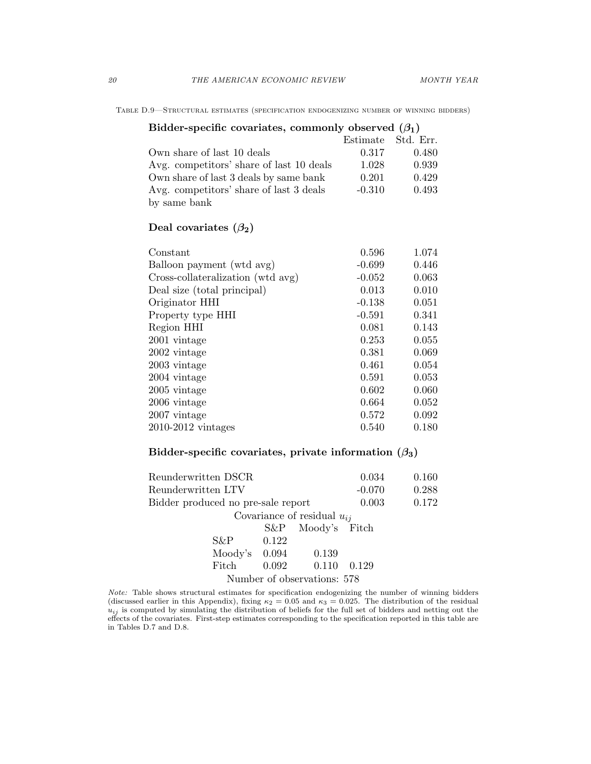Table D.9—Structural estimates (specification endogenizing number of winning bidders)

| **Bidder-specific covariates, commonly observed ($\beta_1$)** | Estimate | Std. Err. |
|---|---|---|
| Own share of last 10 deals | 0.317 | 0.480 |
| Avg. competitors' share of last 10 deals | 1.028 | 0.939 |
| Own share of last 3 deals by same bank | 0.201 | 0.429 |
| Avg. competitors' share of last 3 deals by same bank | -0.310 | 0.493 |
| **Deal covariates ($\beta_2$)** | | |
| Constant | 0.596 | 1.074 |
| Balloon payment (wtd avg) | -0.699 | 0.446 |
| Cross-collateralization (wtd avg) | -0.052 | 0.063 |
| Deal size (total principal) | 0.013 | 0.010 |
| Originator HHI | -0.138 | 0.051 |
| Property type HHI | -0.591 | 0.341 |
| Region HHI | 0.081 | 0.143 |
| 2001 vintage | 0.253 | 0.055 |
| 2002 vintage | 0.381 | 0.069 |
| 2003 vintage | 0.461 | 0.054 |
| 2004 vintage | 0.591 | 0.053 |
| 2005 vintage | 0.602 | 0.060 |
| 2006 vintage | 0.664 | 0.052 |
| 2007 vintage | 0.572 | 0.092 |
| 2010-2012 vintages | 0.540 | 0.180 |
| **Bidder-specific covariates, private information ($\beta_3$)** | | |
| Reunderwritten DSCR | 0.034 | 0.160 |
| Reunderwritten LTV | -0.070 | 0.288 |
| Bidder produced no pre-sale report | 0.003 | 0.172 |

Covariance of residual $u_{ij}$

| | S&P | Moody's | Fitch |
|---|---|---|---|
| S&P | 0.122 | | |
| Moody's | 0.094 | 0.139 | |
| Fitch | 0.092 | 0.110 | 0.129 |

Number of observations: 578

*Note:* Table shows structural estimates for specification endogenizing the number of winning bidders (discussed earlier in this Appendix), fixing $\kappa_2 = 0.05$ and $\kappa_3 = 0.025$. The distribution of the residual $u_{ij}$ is computed by simulating the distribution of beliefs for the full set of bidders and netting out the effects of the covariates. First-step estimates corresponding to the specification reported in this table are in Tables D.7 and D.8.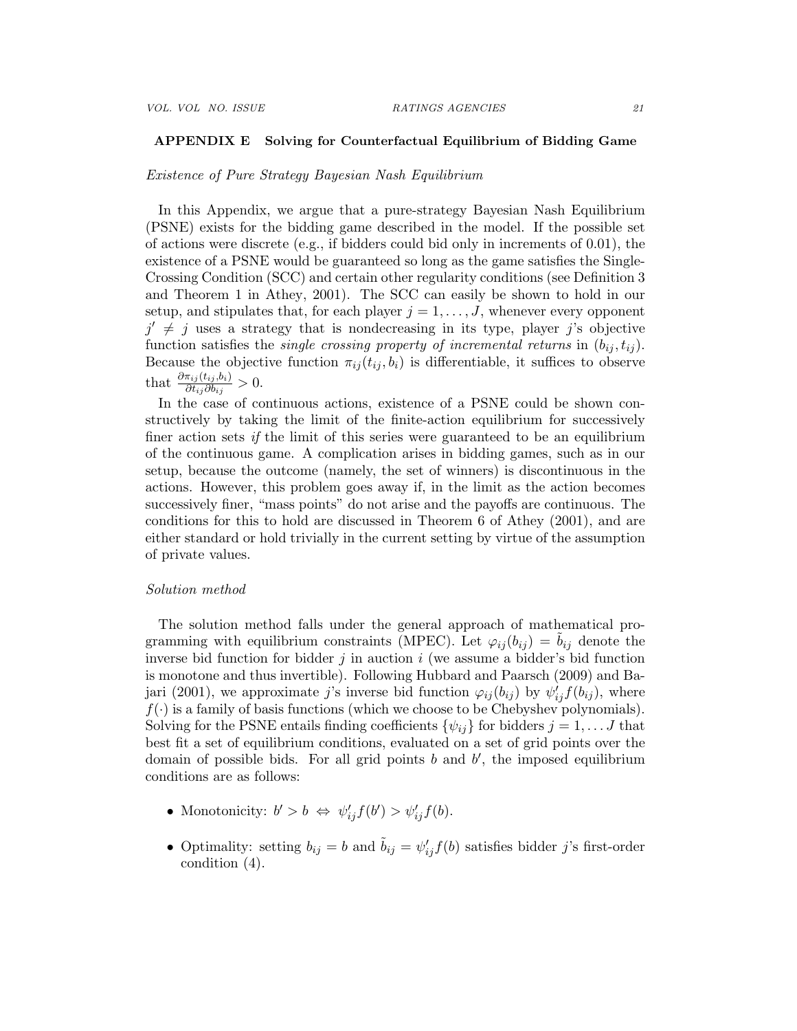## APPENDIX E Solving for Counterfactual Equilibrium of Bidding Game

*Existence of Pure Strategy Bayesian Nash Equilibrium*

In this Appendix, we argue that a pure-strategy Bayesian Nash Equilibrium (PSNE) exists for the bidding game described in the model. If the possible set of actions were discrete (e.g., if bidders could bid only in increments of 0.01), the existence of a PSNE would be guaranteed so long as the game satisfies the Single-Crossing Condition (SCC) and certain other regularity conditions (see Definition 3 and Theorem 1 in Athey, 2001). The SCC can easily be shown to hold in our setup, and stipulates that, for each player $j = 1, \ldots, J$, whenever every opponent $j' \neq j$ uses a strategy that is nondecreasing in its type, player $j$'s objective function satisfies the *single crossing property of incremental returns* in $(b_{ij}, t_{ij})$. Because the objective function $\pi_{ij}(t_{ij}, b_i)$ is differentiable, it suffices to observe that $\frac{\partial \pi_{ij}(t_{ij}, b_i)}{\partial t_{ij} \partial b_{ij}} > 0$.

In the case of continuous actions, existence of a PSNE could be shown constructively by taking the limit of the finite-action equilibrium for successively finer action sets *if* the limit of this series were guaranteed to be an equilibrium of the continuous game. A complication arises in bidding games, such as in our setup, because the outcome (namely, the set of winners) is discontinuous in the actions. However, this problem goes away if, in the limit as the action becomes successively finer, "mass points" do not arise and the payoffs are continuous. The conditions for this to hold are discussed in Theorem 6 of Athey (2001), and are either standard or hold trivially in the current setting by virtue of the assumption of private values.

*Solution method*

The solution method falls under the general approach of mathematical programming with equilibrium constraints (MPEC). Let $\varphi_{ij}(b_{ij}) = \tilde{b}_{ij}$ denote the inverse bid function for bidder $j$ in auction $i$ (we assume a bidder's bid function is monotone and thus invertible). Following Hubbard and Paarsch (2009) and Bajari (2001), we approximate $j$'s inverse bid function $\varphi_{ij}(b_{ij})$ by $\psi_{ij}' f(b_{ij})$, where $f(\cdot)$ is a family of basis functions (which we choose to be Chebyshev polynomials). Solving for the PSNE entails finding coefficients $\{\psi_{ij}\}$ for bidders $j = 1, \ldots J$ that best fit a set of equilibrium conditions, evaluated on a set of grid points over the domain of possible bids. For all grid points $b$ and $b'$, the imposed equilibrium conditions are as follows:

- Monotonicity: $b' > b \Leftrightarrow \psi_{ij}' f(b') > \psi_{ij}' f(b)$.
- Optimality: setting $b_{ij} = b$ and $\tilde{b}_{ij} = \psi_{ij}' f(b)$ satisfies bidder $j$'s first-order condition (4).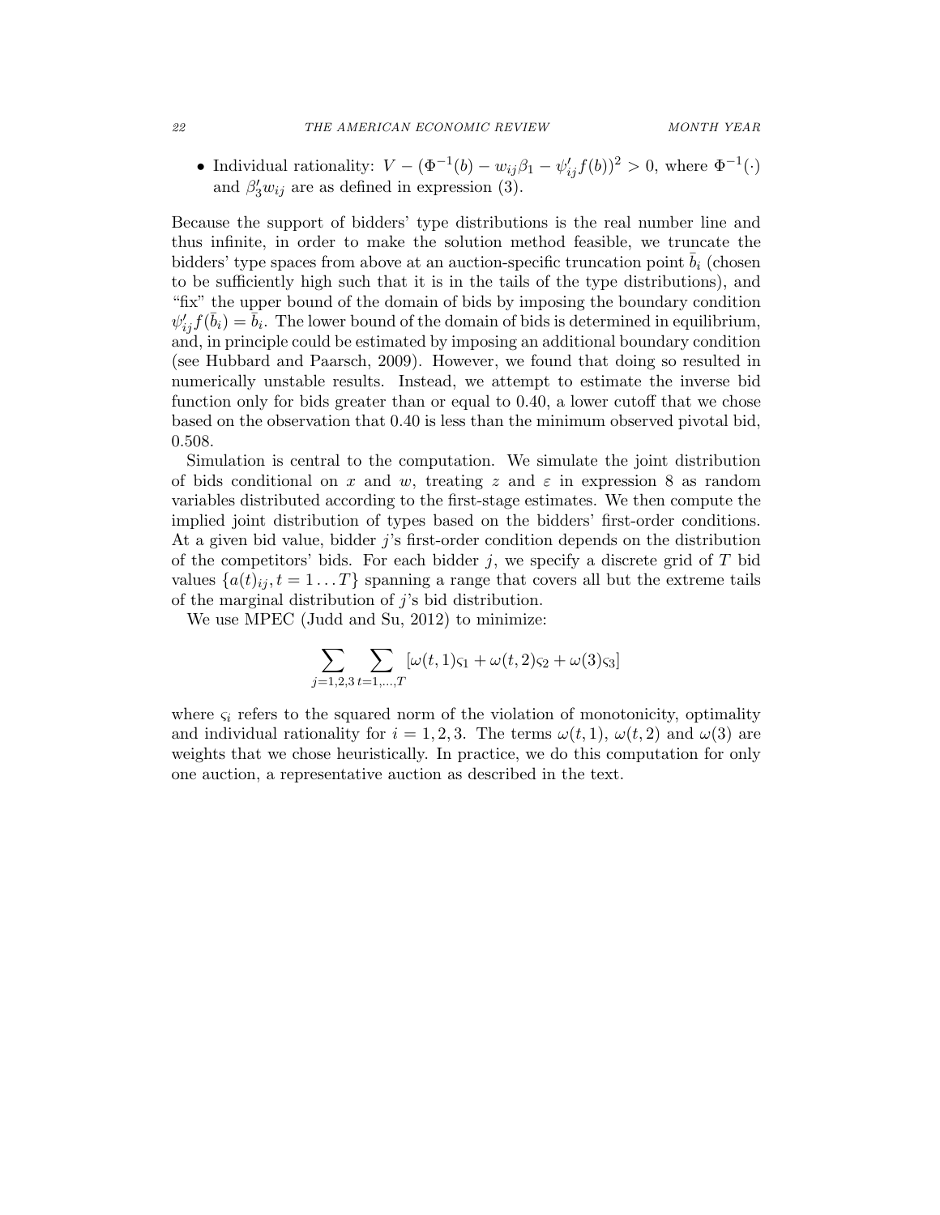- Individual rationality: $V - (\Phi^{-1}(b) - w_{ij}\beta_1 - \psi'_{ij}f(b))^2 > 0$, where $\Phi^{-1}(\cdot)$ and $\beta'_3 w_{ij}$ are as defined in expression (3).

Because the support of bidders' type distributions is the real number line and thus infinite, in order to make the solution method feasible, we truncate the bidders' type spaces from above at an auction-specific truncation point $\bar{b}_i$ (chosen to be sufficiently high such that it is in the tails of the type distributions), and "fix" the upper bound of the domain of bids by imposing the boundary condition $\psi'_{ij}f(\bar{b}_i) = \bar{b}_i$. The lower bound of the domain of bids is determined in equilibrium, and, in principle could be estimated by imposing an additional boundary condition (see Hubbard and Paarsch, 2009). However, we found that doing so resulted in numerically unstable results. Instead, we attempt to estimate the inverse bid function only for bids greater than or equal to 0.40, a lower cutoff that we chose based on the observation that 0.40 is less than the minimum observed pivotal bid, 0.508.

Simulation is central to the computation. We simulate the joint distribution of bids conditional on $x$ and $w$, treating $z$ and $\varepsilon$ in expression 8 as random variables distributed according to the first-stage estimates. We then compute the implied joint distribution of types based on the bidders' first-order conditions. At a given bid value, bidder $j$'s first-order condition depends on the distribution of the competitors' bids. For each bidder $j$, we specify a discrete grid of $T$ bid values $\{a(t)_{ij}, t = 1 \ldots T\}$ spanning a range that covers all but the extreme tails of the marginal distribution of $j$'s bid distribution.

We use MPEC (Judd and Su, 2012) to minimize:

$$\sum_{j=1,2,3} \sum_{t=1,\ldots,T} [\omega(t,1)\varsigma_1 + \omega(t,2)\varsigma_2 + \omega(3)\varsigma_3]$$

where $\varsigma_i$ refers to the squared norm of the violation of monotonicity, optimality and individual rationality for $i = 1, 2, 3$. The terms $\omega(t,1)$, $\omega(t,2)$ and $\omega(3)$ are weights that we chose heuristically. In practice, we do this computation for only one auction, a representative auction as described in the text.